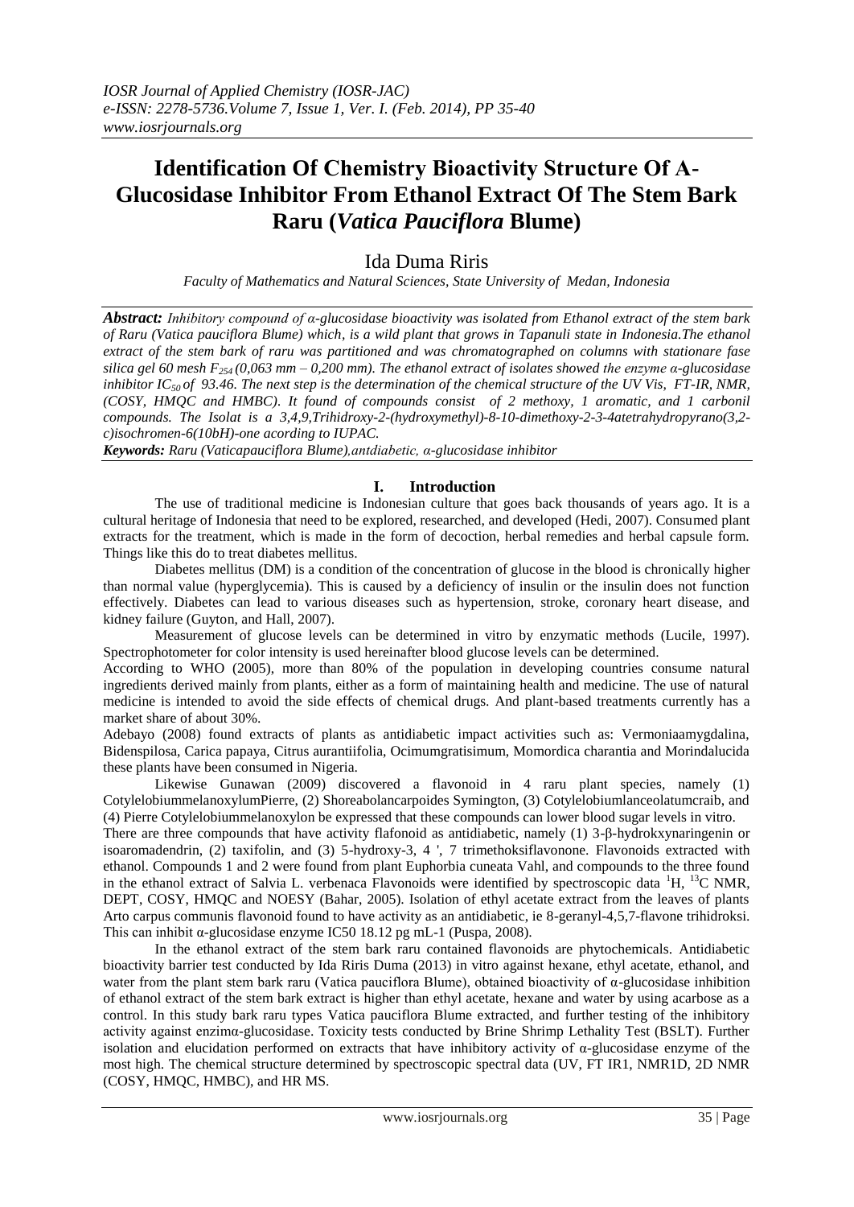# Identification Of Chemistry Bioactivity Structure Of A-Glucosidase Inhibitor From Ethanol Extract Of The Stem Bark Raru (*Vatica Pauciflora* Blume)

Ida Duma Riris

*Faculty of Mathematics and Natural Sciences, State University of Medan, Indonesia*

***Abstract:*** *Inhibitory compound of α-glucosidase bioactivity was isolated from Ethanol extract of the stem bark of Raru (Vatica pauciflora Blume) which, is a wild plant that grows in Tapanuli state in Indonesia.The ethanol extract of the stem bark of raru was partitioned and was chromatographed on columns with stationare fase silica gel 60 mesh $F_{254}$ (0,063 mm – 0,200 mm). The ethanol extract of isolates showed the enzyme α-glucosidase inhibitor $IC_{50}$ of 93.46. The next step is the determination of the chemical structure of the UV Vis, FT-IR, NMR, (COSY, HMQC and HMBC). It found of compounds consist of 2 methoxy, 1 aromatic, and 1 carbonil compounds. The Isolat is a 3,4,9,Trihidroxy-2-(hydroxymethyl)-8-10-dimethoxy-2-3-4atetrahydropyrano(3,2-c)isochromen-6(10bH)-one acording to IUPAC.*

***Keywords:*** *Raru (Vaticapauciflora Blume),antdiabetic, α-glucosidase inhibitor*

## I. Introduction

The use of traditional medicine is Indonesian culture that goes back thousands of years ago. It is a cultural heritage of Indonesia that need to be explored, researched, and developed (Hedi, 2007). Consumed plant extracts for the treatment, which is made in the form of decoction, herbal remedies and herbal capsule form. Things like this do to treat diabetes mellitus.

Diabetes mellitus (DM) is a condition of the concentration of glucose in the blood is chronically higher than normal value (hyperglycemia). This is caused by a deficiency of insulin or the insulin does not function effectively. Diabetes can lead to various diseases such as hypertension, stroke, coronary heart disease, and kidney failure (Guyton, and Hall, 2007).

Measurement of glucose levels can be determined in vitro by enzymatic methods (Lucile, 1997). Spectrophotometer for color intensity is used hereinafter blood glucose levels can be determined.

According to WHO (2005), more than 80% of the population in developing countries consume natural ingredients derived mainly from plants, either as a form of maintaining health and medicine. The use of natural medicine is intended to avoid the side effects of chemical drugs. And plant-based treatments currently has a market share of about 30%.

Adebayo (2008) found extracts of plants as antidiabetic impact activities such as: Vermoniaamygdalina, Bidenspilosa, Carica papaya, Citrus aurantiifolia, Ocimumgratisimum, Momordica charantia and Morindalucida these plants have been consumed in Nigeria.

Likewise Gunawan (2009) discovered a flavonoid in 4 raru plant species, namely (1) CotylelobiummelanoxylumPierre, (2) Shoreabolancarpoides Symington, (3) Cotylelobiumlanceolatumcraib, and (4) Pierre Cotylelobiummelanoxylon be expressed that these compounds can lower blood sugar levels in vitro.

There are three compounds that have activity flafonoid as antidiabetic, namely (1) 3-β-hydrokxynaringenin or isoaromadendrin, (2) taxifolin, and (3) 5-hydroxy-3, 4 ', 7 trimethoksiflavonone. Flavonoids extracted with ethanol. Compounds 1 and 2 were found from plant Euphorbia cuneata Vahl, and compounds to the three found in the ethanol extract of Salvia L. verbenaca Flavonoids were identified by spectroscopic data $^1H$, $^{13}C$ NMR, DEPT, COSY, HMQC and NOESY (Bahar, 2005). Isolation of ethyl acetate extract from the leaves of plants Arto carpus communis flavonoid found to have activity as an antidiabetic, ie 8-geranyl-4,5,7-flavone trihidroksi. This can inhibit α-glucosidase enzyme IC50 18.12 pg mL-1 (Puspa, 2008).

In the ethanol extract of the stem bark raru contained flavonoids are phytochemicals. Antidiabetic bioactivity barrier test conducted by Ida Riris Duma (2013) in vitro against hexane, ethyl acetate, ethanol, and water from the plant stem bark raru (Vatica pauciflora Blume), obtained bioactivity of α-glucosidase inhibition of ethanol extract of the stem bark extract is higher than ethyl acetate, hexane and water by using acarbose as a control. In this study bark raru types Vatica pauciflora Blume extracted, and further testing of the inhibitory activity against enzimα-glucosidase. Toxicity tests conducted by Brine Shrimp Lethality Test (BSLT). Further isolation and elucidation performed on extracts that have inhibitory activity of α-glucosidase enzyme of the most high. The chemical structure determined by spectroscopic spectral data (UV, FT IR1, NMR1D, 2D NMR (COSY, HMQC, HMBC), and HR MS.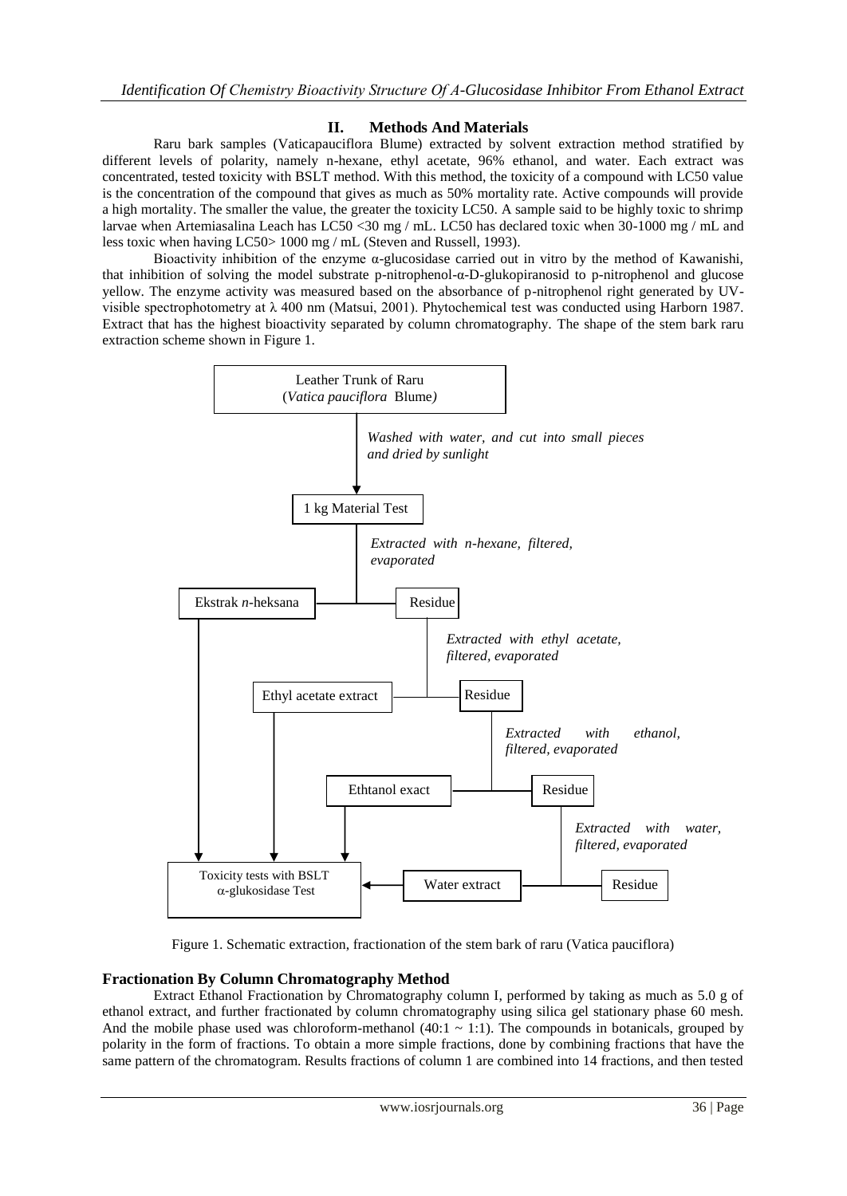## II. Methods And Materials

Raru bark samples (Vaticapauciflora Blume) extracted by solvent extraction method stratified by different levels of polarity, namely n-hexane, ethyl acetate, 96% ethanol, and water. Each extract was concentrated, tested toxicity with BSLT method. With this method, the toxicity of a compound with LC50 value is the concentration of the compound that gives as much as 50% mortality rate. Active compounds will provide a high mortality. The smaller the value, the greater the toxicity LC50. A sample said to be highly toxic to shrimp larvae when Artemiasalina Leach has LC50 <30 mg / mL. LC50 has declared toxic when 30-1000 mg / mL and less toxic when having LC50> 1000 mg / mL (Steven and Russell, 1993).

Bioactivity inhibition of the enzyme α-glucosidase carried out in vitro by the method of Kawanishi, that inhibition of solving the model substrate p-nitrophenol-α-D-glukopiranosid to p-nitrophenol and glucose yellow. The enzyme activity was measured based on the absorbance of p-nitrophenol right generated by UV-visible spectrophotometry at λ 400 nm (Matsui, 2001). Phytochemical test was conducted using Harborn 1987. Extract that has the highest bioactivity separated by column chromatography. The shape of the stem bark raru extraction scheme shown in Figure 1.

Leather Trunk of Raru (*Vatica pauciflora* Blume)

*Washed with water, and cut into small pieces and dried by sunlight*

1 kg Material Test

*Extracted with n-hexane, filtered, evaporated*

Ekstrak *n*-heksana — Residue

*Extracted with ethyl acetate, filtered, evaporated*

Ethyl acetate extract — Residue

*Extracted with ethanol, filtered, evaporated*

Ethtanol exact — Residue

*Extracted with water, filtered, evaporated*

Water extract — Residue

Toxicity tests with BSLT
α-glukosidase Test

Figure 1. Schematic extraction, fractionation of the stem bark of raru (Vatica pauciflora)

### Fractionation By Column Chromatography Method

Extract Ethanol Fractionation by Chromatography column I, performed by taking as much as 5.0 g of ethanol extract, and further fractionated by column chromatography using silica gel stationary phase 60 mesh. And the mobile phase used was chloroform-methanol (40:1 ~ 1:1). The compounds in botanicals, grouped by polarity in the form of fractions. To obtain a more simple fractions, done by combining fractions that have the same pattern of the chromatogram. Results fractions of column 1 are combined into 14 fractions, and then tested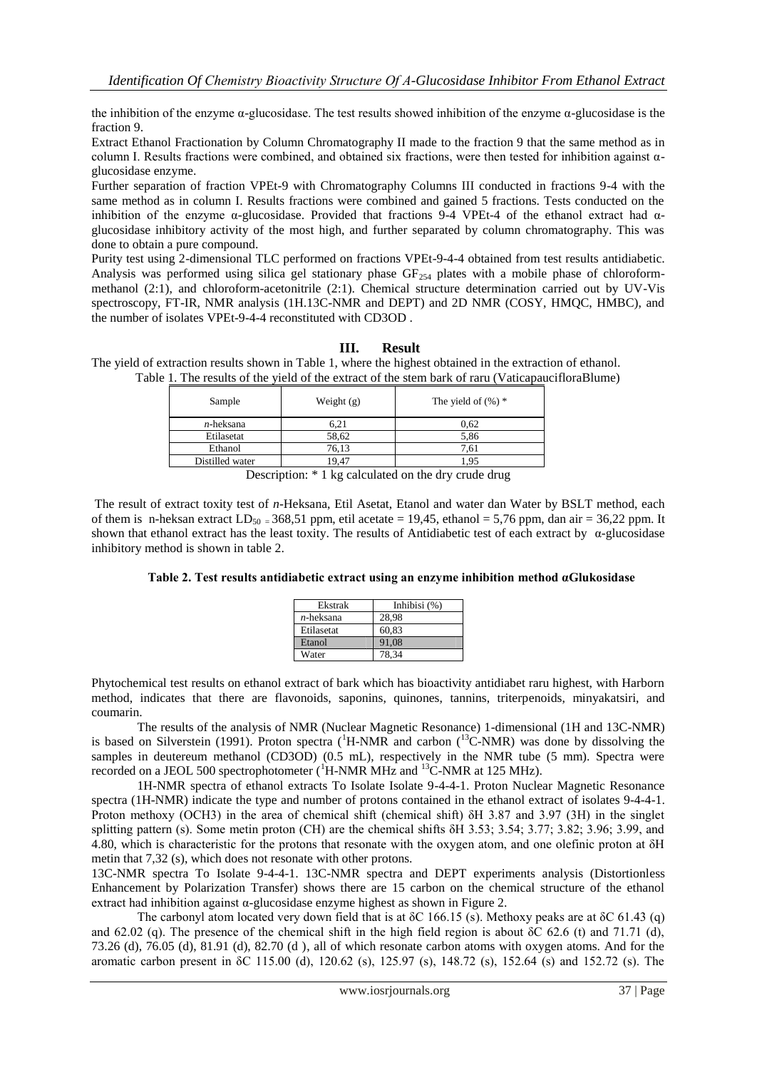the inhibition of the enzyme α-glucosidase. The test results showed inhibition of the enzyme α-glucosidase is the fraction 9.

Extract Ethanol Fractionation by Column Chromatography II made to the fraction 9 that the same method as in column I. Results fractions were combined, and obtained six fractions, were then tested for inhibition against α-glucosidase enzyme.

Further separation of fraction VPEt-9 with Chromatography Columns III conducted in fractions 9-4 with the same method as in column I. Results fractions were combined and gained 5 fractions. Tests conducted on the inhibition of the enzyme α-glucosidase. Provided that fractions 9-4 VPEt-4 of the ethanol extract had α-glucosidase inhibitory activity of the most high, and further separated by column chromatography. This was done to obtain a pure compound.

Purity test using 2-dimensional TLC performed on fractions VPEt-9-4-4 obtained from test results antidiabetic. Analysis was performed using silica gel stationary phase $GF_{254}$ plates with a mobile phase of chloroform-methanol (2:1), and chloroform-acetonitrile (2:1). Chemical structure determination carried out by UV-Vis spectroscopy, FT-IR, NMR analysis (1H.13C-NMR and DEPT) and 2D NMR (COSY, HMQC, HMBC), and the number of isolates VPEt-9-4-4 reconstituted with CD3OD .

## III. Result

The yield of extraction results shown in Table 1, where the highest obtained in the extraction of ethanol.

Table 1. The results of the yield of the extract of the stem bark of raru (VaticapaucifloraBlume)

| Sample | Weight (g) | The yield of (%) * |
|---|---|---|
| *n*-heksana | 6,21 | 0,62 |
| Etilasetat | 58,62 | 5,86 |
| Ethanol | 76,13 | 7,61 |
| Distilled water | 19,47 | 1,95 |

Description: * 1 kg calculated on the dry crude drug

The result of extract toxity test of *n*-Heksana, Etil Asetat, Etanol and water dan Water by BSLT method, each of them is n-heksan extract $LD_{50}$ = 368,51 ppm, etil acetate = 19,45, ethanol = 5,76 ppm, dan air = 36,22 ppm. It shown that ethanol extract has the least toxity. The results of Antidiabetic test of each extract by α-glucosidase inhibitory method is shown in table 2.

**Table 2. Test results antidiabetic extract using an enzyme inhibition method αGlukosidase**

| Ekstrak | Inhibisi (%) |
|---|---|
| *n*-heksana | 28,98 |
| Etilasetat | 60,83 |
| Etanol | 91,08 |
| Water | 78,34 |

Phytochemical test results on ethanol extract of bark which has bioactivity antidiabet raru highest, with Harborn method, indicates that there are flavonoids, saponins, quinones, tannins, triterpenoids, minyakatsiri, and coumarin.

The results of the analysis of NMR (Nuclear Magnetic Resonance) 1-dimensional (1H and 13C-NMR) is based on Silverstein (1991). Proton spectra ($^{1}$H-NMR and carbon ($^{13}$C-NMR) was done by dissolving the samples in deutereum methanol (CD3OD) (0.5 mL), respectively in the NMR tube (5 mm). Spectra were recorded on a JEOL 500 spectrophotometer ($^{1}$H-NMR MHz and $^{13}$C-NMR at 125 MHz).

1H-NMR spectra of ethanol extracts To Isolate Isolate 9-4-4-1. Proton Nuclear Magnetic Resonance spectra (1H-NMR) indicate the type and number of protons contained in the ethanol extract of isolates 9-4-4-1. Proton methoxy (OCH3) in the area of chemical shift (chemical shift) δH 3.87 and 3.97 (3H) in the singlet splitting pattern (s). Some metin proton (CH) are the chemical shifts δH 3.53; 3.54; 3.77; 3.82; 3.96; 3.99, and 4.80, which is characteristic for the protons that resonate with the oxygen atom, and one olefinic proton at δH metin that 7,32 (s), which does not resonate with other protons.

13C-NMR spectra To Isolate 9-4-4-1. 13C-NMR spectra and DEPT experiments analysis (Distortionless Enhancement by Polarization Transfer) shows there are 15 carbon on the chemical structure of the ethanol extract had inhibition against α-glucosidase enzyme highest as shown in Figure 2.

The carbonyl atom located very down field that is at δC 166.15 (s). Methoxy peaks are at δC 61.43 (q) and 62.02 (q). The presence of the chemical shift in the high field region is about δC 62.6 (t) and 71.71 (d), 73.26 (d), 76.05 (d), 81.91 (d), 82.70 (d ), all of which resonate carbon atoms with oxygen atoms. And for the aromatic carbon present in δC 115.00 (d), 120.62 (s), 125.97 (s), 148.72 (s), 152.64 (s) and 152.72 (s). The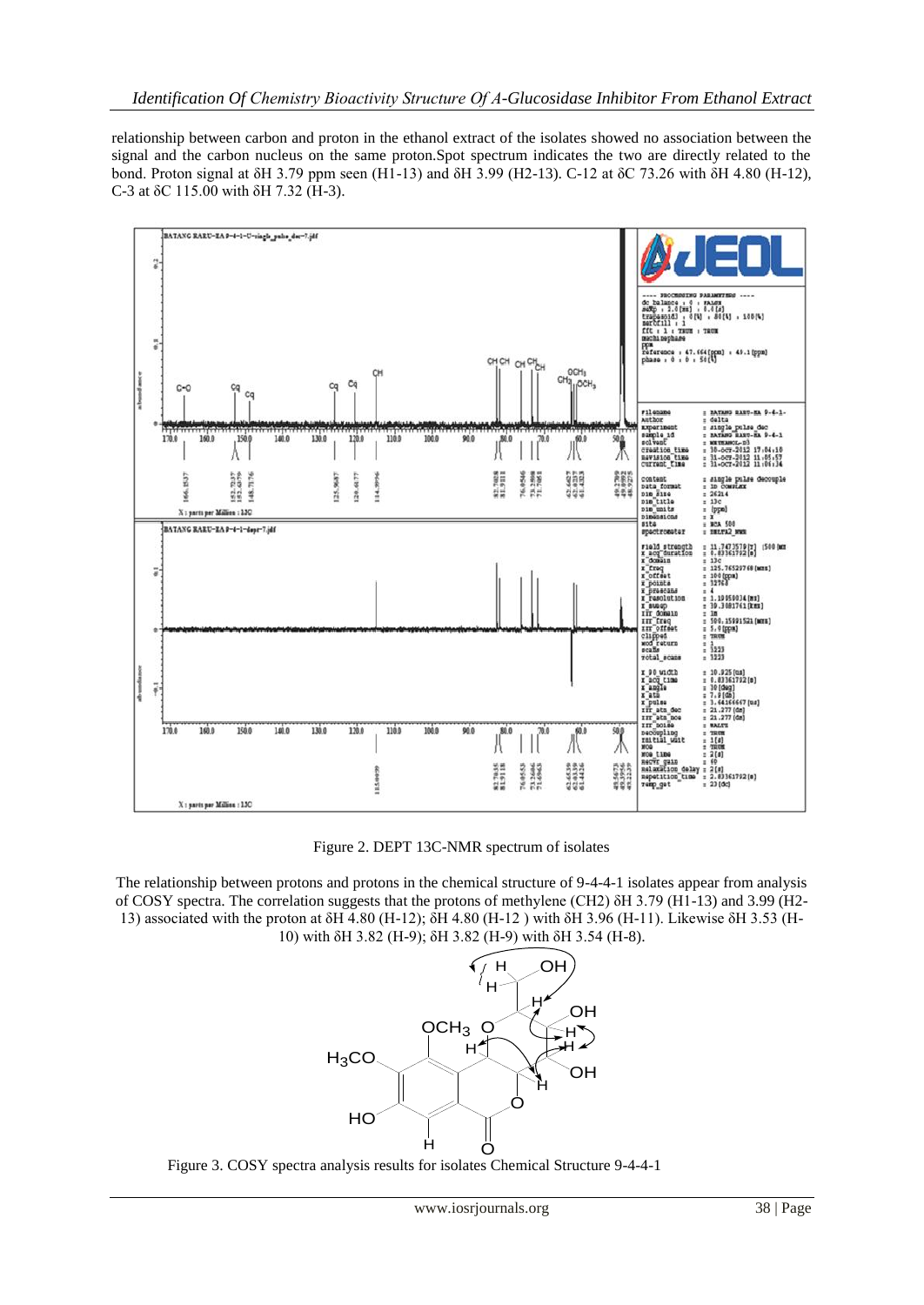relationship between carbon and proton in the ethanol extract of the isolates showed no association between the signal and the carbon nucleus on the same proton.Spot spectrum indicates that the two are directly related to the bond. Proton signal at δH 3.79 ppm seen (H1-13) and δH 3.99 (H2-13). C-12 at δC 73.26 with δH 4.80 (H-12), C-3 at δC 115.00 with δH 7.32 (H-3).

Figure 2. DEPT 13C-NMR spectrum of isolates

The relationship between protons and protons in the chemical structure of 9-4-4-1 isolates appear from analysis of COSY spectra. The correlation suggests that the protons of methylene ($CH_2$) δH 3.79 (H1-13) and 3.99 (H2-13) associated with the proton at δH 4.80 (H-12); δH 4.80 (H-12 ) with δH 3.96 (H-11). Likewise δH 3.53 (H-10) with δH 3.82 (H-9); δH 3.82 (H-9) with δH 3.54 (H-8).

Figure 3. COSY spectra analysis results for isolates Chemical Structure 9-4-4-1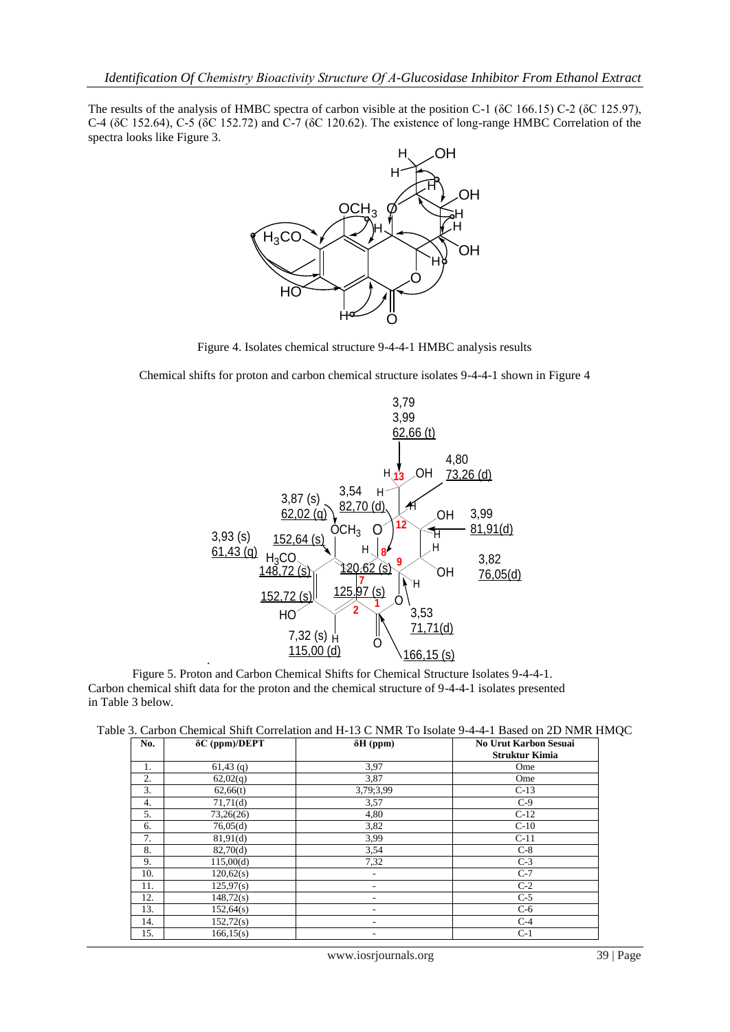The results of the analysis of HMBC spectra of carbon visible at the position C-1 (δC 166.15) C-2 (δC 125.97), C-4 (δC 152.64), C-5 (δC 152.72) and C-7 (δC 120.62). The existence of long-range HMBC Correlation of the spectra looks like Figure 3.

Figure 4. Isolates chemical structure 9-4-4-1 HMBC analysis results

Chemical shifts for proton and carbon chemical structure isolates 9-4-4-1 shown in Figure 4

Figure 5. Proton and Carbon Chemical Shifts for Chemical Structure Isolates 9-4-4-1.

Carbon chemical shift data for the proton and the chemical structure of 9-4-4-1 isolates presented in Table 3 below.

Table 3. Carbon Chemical Shift Correlation and H-13 C NMR To Isolate 9-4-4-1 Based on 2D NMR HMQC

| No. | δC (ppm)/DEPT | δH (ppm) | No Urut Karbon Sesuai Struktur Kimia |
|---|---|---|---|
| 1. | 61,43 (q) | 3,97 | Ome |
| 2. | 62,02(q) | 3,87 | Ome |
| 3. | 62,66(t) | 3,79;3,99 | C-13 |
| 4. | 71,71(d) | 3,57 | C-9 |
| 5. | 73,26(26) | 4,80 | C-12 |
| 6. | 76,05(d) | 3,82 | C-10 |
| 7. | 81,91(d) | 3,99 | C-11 |
| 8. | 82,70(d) | 3,54 | C-8 |
| 9. | 115,00(d) | 7,32 | C-3 |
| 10. | 120,62(s) | - | C-7 |
| 11. | 125,97(s) | - | C-2 |
| 12. | 148,72(s) | - | C-5 |
| 13. | 152,64(s) | - | C-6 |
| 14. | 152,72(s) | - | C-4 |
| 15. | 166,15(s) | - | C-1 |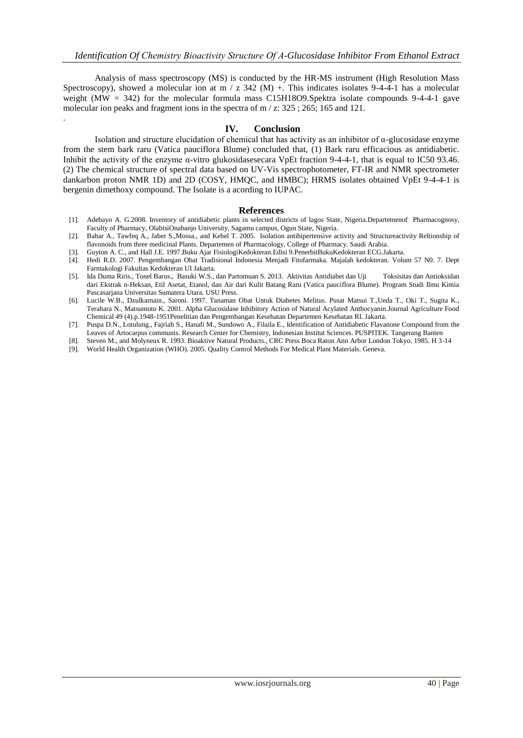Analysis of mass spectroscopy (MS) is conducted by the HR-MS instrument (High Resolution Mass Spectroscopy), showed a molecular ion at m / z 342 (M) +. This indicates isolates 9-4-4-1 has a molecular weight (MW = 342) for the molecular formula mass $C_{15}H_{18}O_9$.Spektra isolate compounds 9-4-4-1 gave molecular ion peaks and fragment ions in the spectra of m / z: 325 ; 265; 165 and 121.

.

## IV. Conclusion

Isolation and structure elucidation of chemical that has activity as an inhibitor of α-glucosidase enzyme from the stem bark raru (Vatica pauciflora Blume) concluded that, (1) Bark raru efficacious as antidiabetic. Inhibit the activity of the enzyme α-vitro glukosidasesecara VpEt fraction 9-4-4-1, that is equal to IC50 93.46. (2) The chemical structure of spectral data based on UV-Vis spectrophotometer, FT-IR and NMR spectrometer dankarbon proton NMR 1D) and 2D (COSY, HMQC, and HMBC); HRMS isolates obtained VpEt 9-4-4-1 is bergenin dimethoxy compound. The Isolate is a acording to IUPAC.

## References

[1]. Adebayo A. G.2008. Inventory of antidiabetic plants in selected districts of lagos State, Nigeria.Departemenof Pharmacognosy, Faculty of Pharmacy, OlabisiOnabanjo University, Sagamu campus, Ogun State, Nigeria.

[2]. Bahar A., Tawfeq A., Jaber S.,Mossa., and Kehel T. 2005. Isolation antihipertensive activity and Structureactivity Reltionship of flavonoids from three medicinal Plants. Departemen of Pharmacology, College of Pharmacy. Saudi Arabia.

[3]. Guyton A. C., and Hall J.E. 1997.Buku Ajar FisiologiKedokteran.Edisi 9.PenerbitBukuKedokteran ECG.Jakarta.

[4]. Hedi R.D. 2007. Pengembangan Obat Tradisional Indonesia Menjadi Fitofarmaka. Majalah kedokteran. Volum 57 N0. 7. Dept Farmakologi Fakultas Kedokteran UI Jakarta.

[5]. Ida Duma Riris., Tonel Barus., Basuki W.S., dan Partomuan S. 2013. Aktivitas Antidiabet dan Uji Toksisitas dan Antioksidan dari Ekstrak n-Heksan, Etil Asetat, Etanol, dan Air dari Kulit Batang Raru (Vatica pauciflora Blume). Program Studi Ilmu Kimia Pascasarjana Universitas Sumatera Utara. USU Press.

[6]. Lucile W.B., Dzulkarnain., Saroni. 1997. Tanaman Obat Untuk Diabetes Melitus. Pusat Matsui T.,Ueda T., Oki T., Sugita K., Terahara N., Matsumoto K. 2001. Alpha Glucosidase Inhibitory Action of Natural Acylated Anthocyanin.Journal Agriculture Food Chemical 49 (4).p.1948-1951Penelitian dan Pengembangan Kesehatan Departemen Kesehatan RI. Jakarta.

[7]. Puspa D.N., Lotulung., Fajriah S., Hanafi M., Sundowo A., Filaila E., Identification of Antidiabetic Flavanone Compound from the Leaves of Artocarpus communis. Research Center for Chemistry, Indonesian Institut Sciences. PUSPITEK. Tangerang Banten

[8]. Steven M., and Molyneux R. 1993. Bioaktive Natural Products., CRC Press Boca Raton Ann Arbor London Tokyo. 1985. H 3-14

[9]. World Health Organization (WHO). 2005. Quality Control Methods For Medical Plant Materials. Geneva.